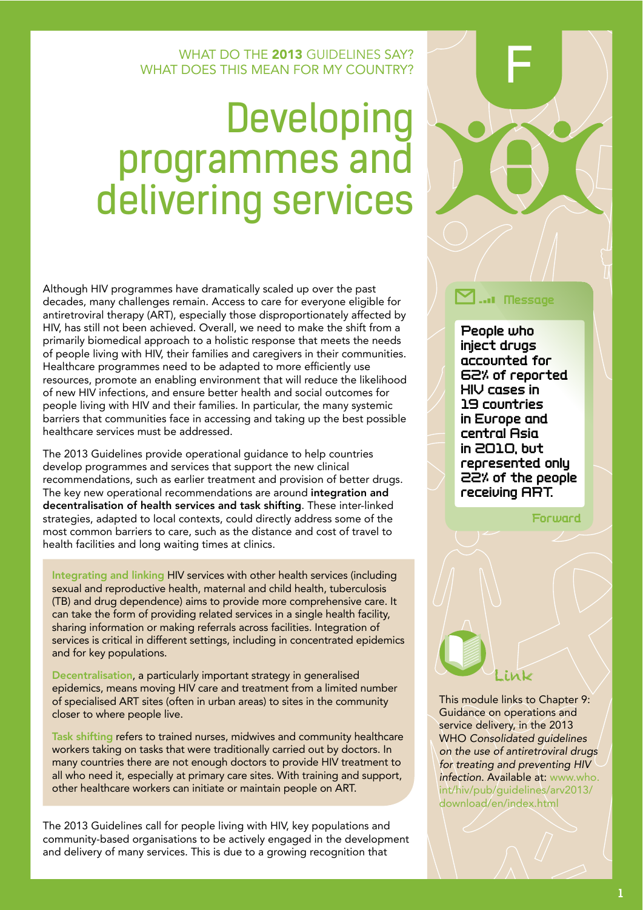WHAT DO THE **2013** GUIDELINES SAY?
WHAT DOES THIS MEAN FOR MY COUNTRY?

# Developing programmes and delivering services

F

Although HIV programmes have dramatically scaled up over the past decades, many challenges remain. Access to care for everyone eligible for antiretroviral therapy (ART), especially those disproportionately affected by HIV, has still not been achieved. Overall, we need to make the shift from a primarily biomedical approach to a holistic response that meets the needs of people living with HIV, their families and caregivers in their communities. Healthcare programmes need to be adapted to more efficiently use resources, promote an enabling environment that will reduce the likelihood of new HIV infections, and ensure better health and social outcomes for people living with HIV and their families. In particular, the many systemic barriers that communities face in accessing and taking up the best possible healthcare services must be addressed.

The 2013 Guidelines provide operational guidance to help countries develop programmes and services that support the new clinical recommendations, such as earlier treatment and provision of better drugs. The key new operational recommendations are around **integration and decentralisation of health services and task shifting**. These inter-linked strategies, adapted to local contexts, could directly address some of the most common barriers to care, such as the distance and cost of travel to health facilities and long waiting times at clinics.

**Integrating and linking** HIV services with other health services (including sexual and reproductive health, maternal and child health, tuberculosis (TB) and drug dependence) aims to provide more comprehensive care. It can take the form of providing related services in a single health facility, sharing information or making referrals across facilities. Integration of services is critical in different settings, including in concentrated epidemics and for key populations.

**Decentralisation**, a particularly important strategy in generalised epidemics, means moving HIV care and treatment from a limited number of specialised ART sites (often in urban areas) to sites in the community closer to where people live.

**Task shifting** refers to trained nurses, midwives and community healthcare workers taking on tasks that were traditionally carried out by doctors. In many countries there are not enough doctors to provide HIV treatment to all who need it, especially at primary care sites. With training and support, other healthcare workers can initiate or maintain people on ART.

The 2013 Guidelines call for people living with HIV, key populations and community-based organisations to be actively engaged in the development and delivery of many services. This is due to a growing recognition that

> **Message**
>
> People who inject drugs accounted for 62% of reported HIV cases in 19 countries in Europe and central Asia in 2010, but represented only 22% of the people receiving ART.
>
> Forward

**Link**

This module links to Chapter 9: Guidance on operations and service delivery, in the 2013 WHO *Consolidated guidelines on the use of antiretroviral drugs for treating and preventing HIV infection.* Available at: www.who.int/hiv/pub/guidelines/arv2013/download/en/index.html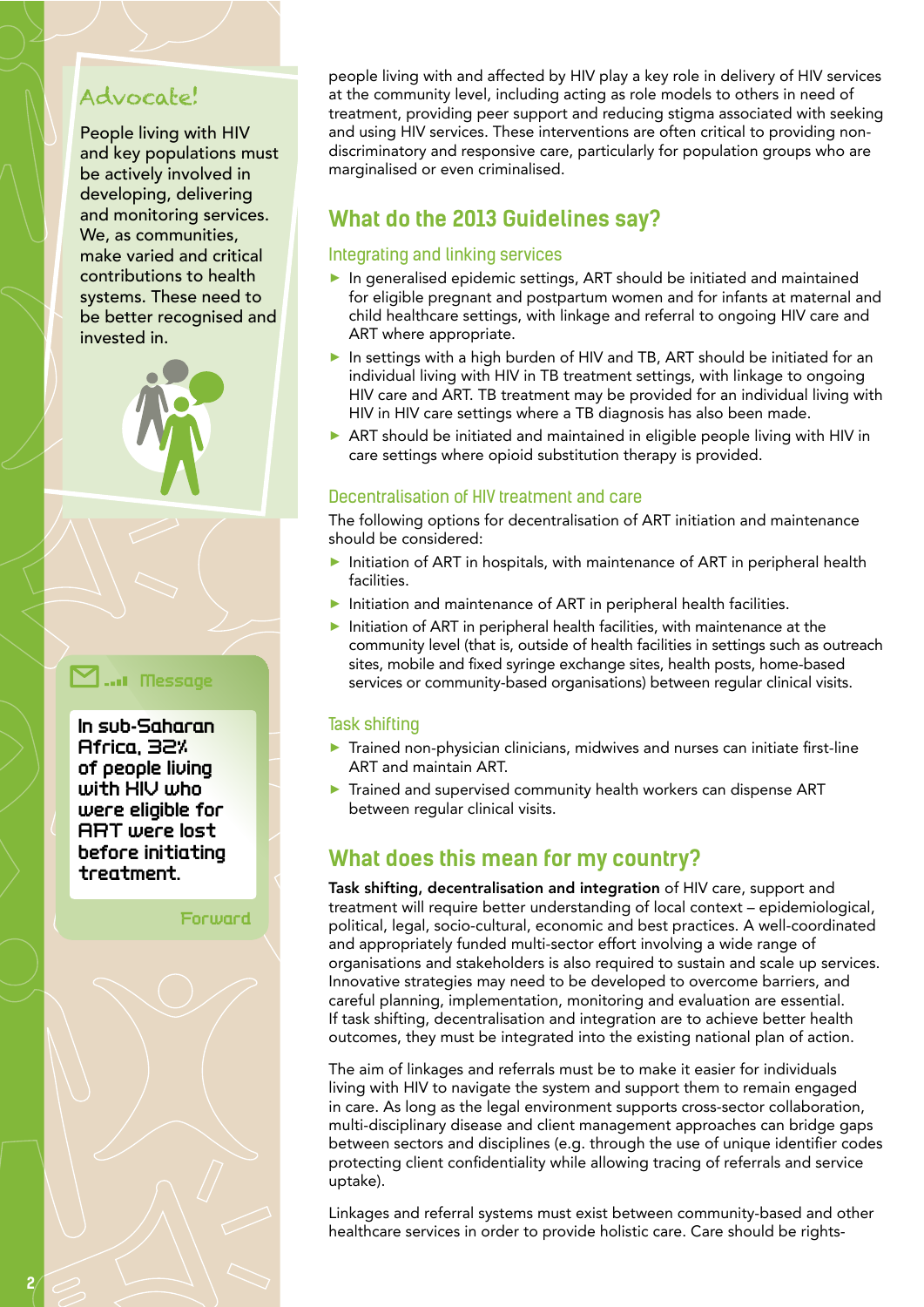## Advocate!

People living with HIV and key populations must be actively involved in developing, delivering and monitoring services. We, as communities, make varied and critical contributions to health systems. These need to be better recognised and invested in.

Message

**In sub-Saharan Africa, 32% of people living with HIV who were eligible for ART were lost before initiating treatment.**

Forward

people living with and affected by HIV play a key role in delivery of HIV services at the community level, including acting as role models to others in need of treatment, providing peer support and reducing stigma associated with seeking and using HIV services. These interventions are often critical to providing non-discriminatory and responsive care, particularly for population groups who are marginalised or even criminalised.

## What do the 2013 Guidelines say?

### Integrating and linking services

- In generalised epidemic settings, ART should be initiated and maintained for eligible pregnant and postpartum women and for infants at maternal and child healthcare settings, with linkage and referral to ongoing HIV care and ART where appropriate.
- In settings with a high burden of HIV and TB, ART should be initiated for an individual living with HIV in TB treatment settings, with linkage to ongoing HIV care and ART. TB treatment may be provided for an individual living with HIV in HIV care settings where a TB diagnosis has also been made.
- ART should be initiated and maintained in eligible people living with HIV in care settings where opioid substitution therapy is provided.

### Decentralisation of HIV treatment and care

The following options for decentralisation of ART initiation and maintenance should be considered:

- Initiation of ART in hospitals, with maintenance of ART in peripheral health facilities.
- Initiation and maintenance of ART in peripheral health facilities.
- Initiation of ART in peripheral health facilities, with maintenance at the community level (that is, outside of health facilities in settings such as outreach sites, mobile and fixed syringe exchange sites, health posts, home-based services or community-based organisations) between regular clinical visits.

### Task shifting

- Trained non-physician clinicians, midwives and nurses can initiate first-line ART and maintain ART.
- Trained and supervised community health workers can dispense ART between regular clinical visits.

## What does this mean for my country?

**Task shifting, decentralisation and integration** of HIV care, support and treatment will require better understanding of local context – epidemiological, political, legal, socio-cultural, economic and best practices. A well-coordinated and appropriately funded multi-sector effort involving a wide range of organisations and stakeholders is also required to sustain and scale up services. Innovative strategies may need to be developed to overcome barriers, and careful planning, implementation, monitoring and evaluation are essential. If task shifting, decentralisation and integration are to achieve better health outcomes, they must be integrated into the existing national plan of action.

The aim of linkages and referrals must be to make it easier for individuals living with HIV to navigate the system and support them to remain engaged in care. As long as the legal environment supports cross-sector collaboration, multi-disciplinary disease and client management approaches can bridge gaps between sectors and disciplines (e.g. through the use of unique identifier codes protecting client confidentiality while allowing tracing of referrals and service uptake).

Linkages and referral systems must exist between community-based and other healthcare services in order to provide holistic care. Care should be rights-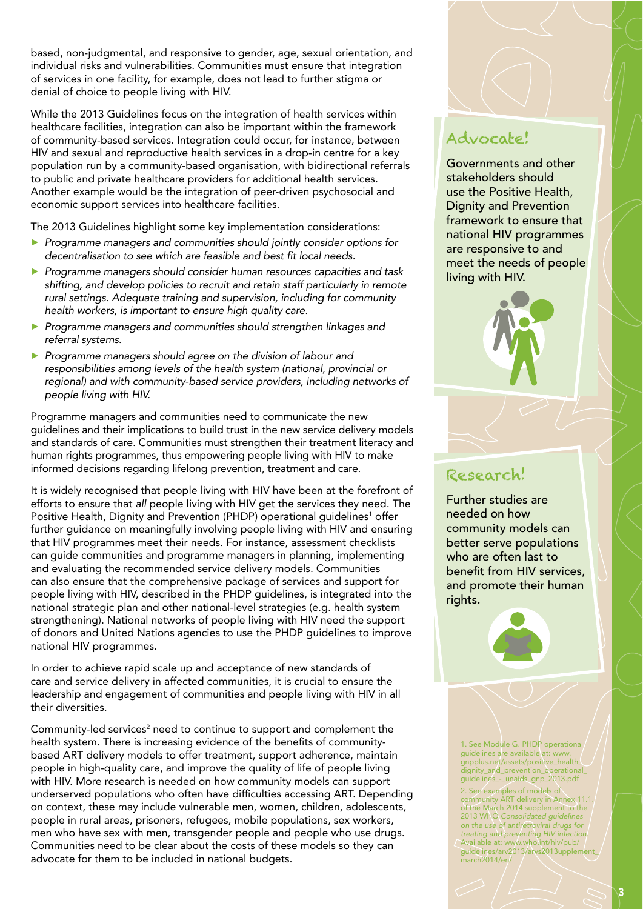based, non-judgmental, and responsive to gender, age, sexual orientation, and individual risks and vulnerabilities. Communities must ensure that integration of services in one facility, for example, does not lead to further stigma or denial of choice to people living with HIV.

While the 2013 Guidelines focus on the integration of health services within healthcare facilities, integration can also be important within the framework of community-based services. Integration could occur, for instance, between HIV and sexual and reproductive health services in a drop-in centre for a key population run by a community-based organisation, with bidirectional referrals to public and private healthcare providers for additional health services. Another example would be the integration of peer-driven psychosocial and economic support services into healthcare facilities.

The 2013 Guidelines highlight some key implementation considerations:

- *Programme managers and communities should jointly consider options for decentralisation to see which are feasible and best fit local needs.*
- *Programme managers should consider human resources capacities and task shifting, and develop policies to recruit and retain staff particularly in remote rural settings. Adequate training and supervision, including for community health workers, is important to ensure high quality care.*
- *Programme managers and communities should strengthen linkages and referral systems.*
- *Programme managers should agree on the division of labour and responsibilities among levels of the health system (national, provincial or regional) and with community-based service providers, including networks of people living with HIV.*

Programme managers and communities need to communicate the new guidelines and their implications to build trust in the new service delivery models and standards of care. Communities must strengthen their treatment literacy and human rights programmes, thus empowering people living with HIV to make informed decisions regarding lifelong prevention, treatment and care.

It is widely recognised that people living with HIV have been at the forefront of efforts to ensure that *all* people living with HIV get the services they need. The Positive Health, Dignity and Prevention (PHDP) operational guidelines[1] offer further guidance on meaningfully involving people living with HIV and ensuring that HIV programmes meet their needs. For instance, assessment checklists can guide communities and programme managers in planning, implementing and evaluating the recommended service delivery models. Communities can also ensure that the comprehensive package of services and support for people living with HIV, described in the PHDP guidelines, is integrated into the national strategic plan and other national-level strategies (e.g. health system strengthening). National networks of people living with HIV need the support of donors and United Nations agencies to use the PHDP guidelines to improve national HIV programmes.

In order to achieve rapid scale up and acceptance of new standards of care and service delivery in affected communities, it is crucial to ensure the leadership and engagement of communities and people living with HIV in all their diversities.

Community-led services[2] need to continue to support and complement the health system. There is increasing evidence of the benefits of community-based ART delivery models to offer treatment, support adherence, maintain people in high-quality care, and improve the quality of life of people living with HIV. More research is needed on how community models can support underserved populations who often have difficulties accessing ART. Depending on context, these may include vulnerable men, women, children, adolescents, people in rural areas, prisoners, refugees, mobile populations, sex workers, men who have sex with men, transgender people and people who use drugs. Communities need to be clear about the costs of these models so they can advocate for them to be included in national budgets.

## Advocate!

Governments and other stakeholders should use the Positive Health, Dignity and Prevention framework to ensure that national HIV programmes are responsive to and meet the needs of people living with HIV.

## Research!

Further studies are needed on how community models can better serve populations who are often last to benefit from HIV services, and promote their human rights.

1. See Module G. PHDP operational guidelines are available at: www.gnpplus.net/assets/positive_health_dignity_and_prevention_operational_guidelines_-_unaids_gnp_2013.pdf

2. See examples of models of community ART delivery in Annex 11.1. of the March 2014 supplement to the 2013 WHO *Consolidated guidelines on the use of antiretroviral drugs for treating and preventing HIV infection.* Available at: www.who.int/hiv/pub/guidelines/arv2013/arvs2013upplement_march2014/en/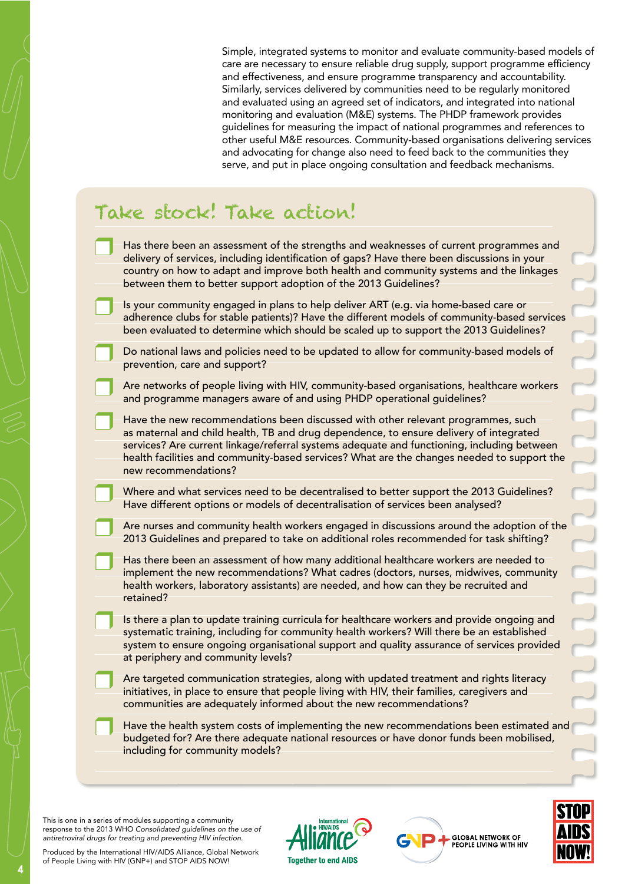Simple, integrated systems to monitor and evaluate community-based models of care are necessary to ensure reliable drug supply, support programme efficiency and effectiveness, and ensure programme transparency and accountability. Similarly, services delivered by communities need to be regularly monitored and evaluated using an agreed set of indicators, and integrated into national monitoring and evaluation (M&E) systems. The PHDP framework provides guidelines for measuring the impact of national programmes and references to other useful M&E resources. Community-based organisations delivering services and advocating for change also need to feed back to the communities they serve, and put in place ongoing consultation and feedback mechanisms.

## Take stock! Take action!

- [ ] Has there been an assessment of the strengths and weaknesses of current programmes and delivery of services, including identification of gaps? Have there been discussions in your country on how to adapt and improve both health and community systems and the linkages between them to better support adoption of the 2013 Guidelines?
- [ ] Is your community engaged in plans to help deliver ART (e.g. via home-based care or adherence clubs for stable patients)? Have the different models of community-based services been evaluated to determine which should be scaled up to support the 2013 Guidelines?
- [ ] Do national laws and policies need to be updated to allow for community-based models of prevention, care and support?
- [ ] Are networks of people living with HIV, community-based organisations, healthcare workers and programme managers aware of and using PHDP operational guidelines?
- [ ] Have the new recommendations been discussed with other relevant programmes, such as maternal and child health, TB and drug dependence, to ensure delivery of integrated services? Are current linkage/referral systems adequate and functioning, including between health facilities and community-based services? What are the changes needed to support the new recommendations?
- [ ] Where and what services need to be decentralised to better support the 2013 Guidelines? Have different options or models of decentralisation of services been analysed?
- [ ] Are nurses and community health workers engaged in discussions around the adoption of the 2013 Guidelines and prepared to take on additional roles recommended for task shifting?
- [ ] Has there been an assessment of how many additional healthcare workers are needed to implement the new recommendations? What cadres (doctors, nurses, midwives, community health workers, laboratory assistants) are needed, and how can they be recruited and retained?
- [ ] Is there a plan to update training curricula for healthcare workers and provide ongoing and systematic training, including for community health workers? Will there be an established system to ensure ongoing organisational support and quality assurance of services provided at periphery and community levels?
- [ ] Are targeted communication strategies, along with updated treatment and rights literacy initiatives, in place to ensure that people living with HIV, their families, caregivers and communities are adequately informed about the new recommendations?
- [ ] Have the health system costs of implementing the new recommendations been estimated and budgeted for? Are there adequate national resources or have donor funds been mobilised, including for community models?

This is one in a series of modules supporting a community response to the 2013 WHO *Consolidated guidelines on the use of antiretroviral drugs for treating and preventing HIV infection.*

Produced by the International HIV/AIDS Alliance, Global Network of People Living with HIV (GNP+) and STOP AIDS NOW!

International HIV/AIDS Alliance — Together to end AIDS

GNP+ Global Network of People Living with HIV

STOP AIDS NOW!